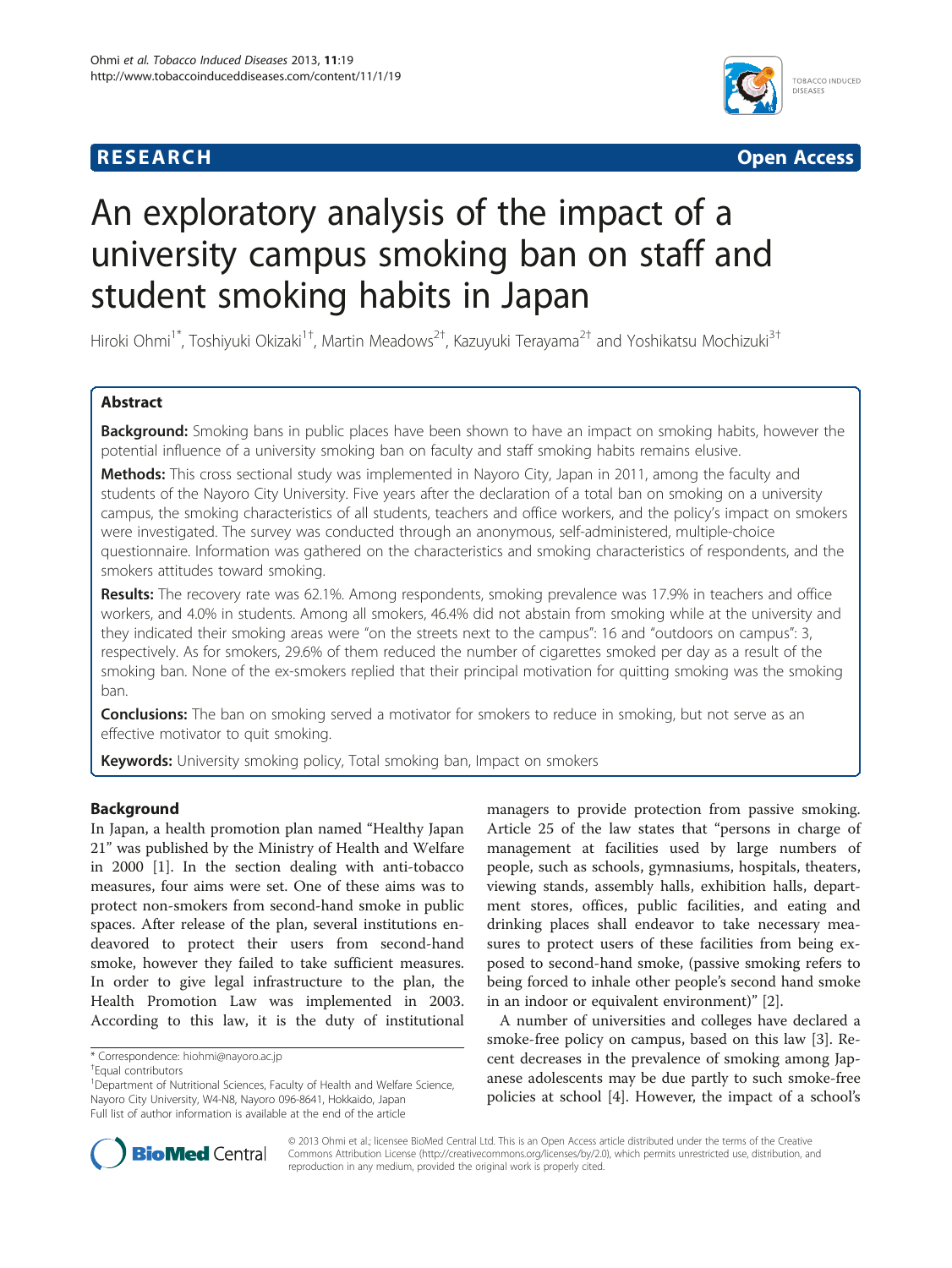**RESEARCH** **Open Access**

# An exploratory analysis of the impact of a university campus smoking ban on staff and student smoking habits in Japan

Hiroki Ohmi[1*], Toshiyuki Okizaki[1†], Martin Meadows[2†], Kazuyuki Terayama[2†] and Yoshikatsu Mochizuki[3†]

## Abstract

**Background:** Smoking bans in public places have been shown to have an impact on smoking habits, however the potential influence of a university smoking ban on faculty and staff smoking habits remains elusive.

**Methods:** This cross sectional study was implemented in Nayoro City, Japan in 2011, among the faculty and students of the Nayoro City University. Five years after the declaration of a total ban on smoking on a university campus, the smoking characteristics of all students, teachers and office workers, and the policy's impact on smokers were investigated. The survey was conducted through an anonymous, self-administered, multiple-choice questionnaire. Information was gathered on the characteristics and smoking characteristics of respondents, and the smokers attitudes toward smoking.

**Results:** The recovery rate was 62.1%. Among respondents, smoking prevalence was 17.9% in teachers and office workers, and 4.0% in students. Among all smokers, 46.4% did not abstain from smoking while at the university and they indicated their smoking areas were "on the streets next to the campus": 16 and "outdoors on campus": 3, respectively. As for smokers, 29.6% of them reduced the number of cigarettes smoked per day as a result of the smoking ban. None of the ex-smokers replied that their principal motivation for quitting smoking was the smoking ban.

**Conclusions:** The ban on smoking served a motivator for smokers to reduce in smoking, but not serve as an effective motivator to quit smoking.

**Keywords:** University smoking policy, Total smoking ban, Impact on smokers

## Background

In Japan, a health promotion plan named "Healthy Japan 21" was published by the Ministry of Health and Welfare in 2000 [1]. In the section dealing with anti-tobacco measures, four aims were set. One of these aims was to protect non-smokers from second-hand smoke in public spaces. After release of the plan, several institutions endeavored to protect their users from second-hand smoke, however they failed to take sufficient measures. In order to give legal infrastructure to the plan, the Health Promotion Law was implemented in 2003. According to this law, it is the duty of institutional managers to provide protection from passive smoking. Article 25 of the law states that "persons in charge of management at facilities used by large numbers of people, such as schools, gymnasiums, hospitals, theaters, viewing stands, assembly halls, exhibition halls, department stores, offices, public facilities, and eating and drinking places shall endeavor to take necessary measures to protect users of these facilities from being exposed to second-hand smoke, (passive smoking refers to being forced to inhale other people's second hand smoke in an indoor or equivalent environment)" [2].

A number of universities and colleges have declared a smoke-free policy on campus, based on this law [3]. Recent decreases in the prevalence of smoking among Japanese adolescents may be due partly to such smoke-free policies at school [4]. However, the impact of a school's

\* Correspondence: hiohmi@nayoro.ac.jp
†Equal contributors
[1]Department of Nutritional Sciences, Faculty of Health and Welfare Science, Nayoro City University, W4-N8, Nayoro 096-8641, Hokkaido, Japan
Full list of author information is available at the end of the article

© 2013 Ohmi et al.; licensee BioMed Central Ltd. This is an Open Access article distributed under the terms of the Creative Commons Attribution License (http://creativecommons.org/licenses/by/2.0), which permits unrestricted use, distribution, and reproduction in any medium, provided the original work is properly cited.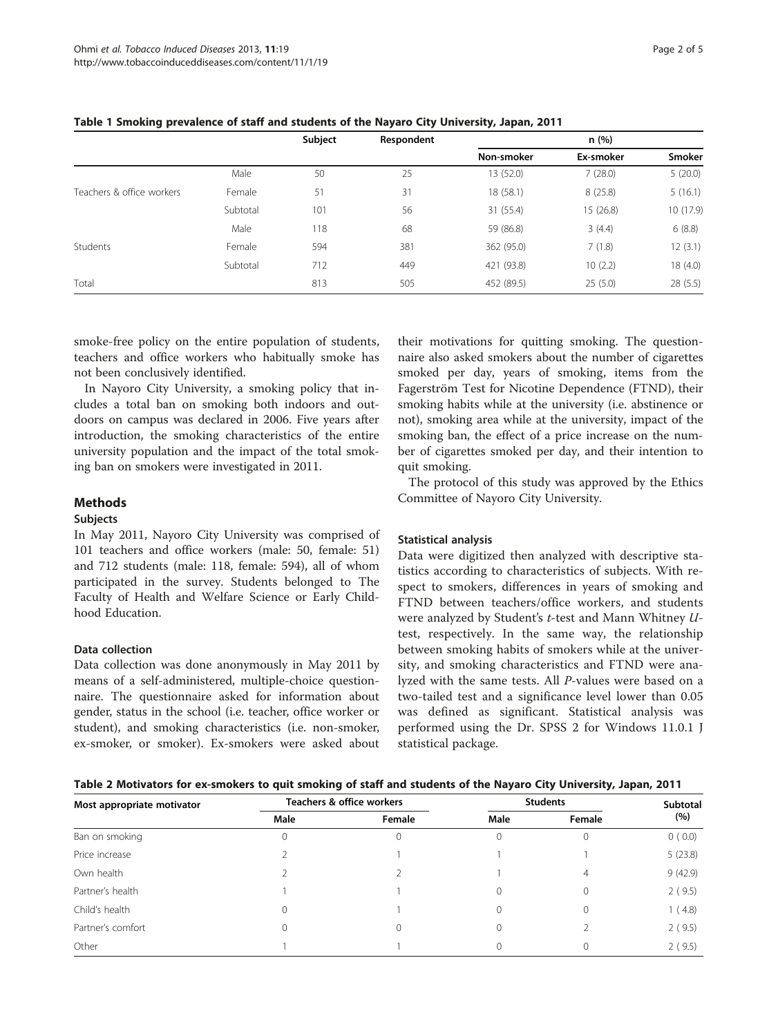**Table 1 Smoking prevalence of staff and students of the Nayaro City University, Japan, 2011**

| | | Subject | Respondent | n (%) | | |
|---|---|---|---|---|---|---|
| | | | | Non-smoker | Ex-smoker | Smoker |
| Teachers & office workers | Male | 50 | 25 | 13 (52.0) | 7 (28.0) | 5 (20.0) |
| | Female | 51 | 31 | 18 (58.1) | 8 (25.8) | 5 (16.1) |
| | Subtotal | 101 | 56 | 31 (55.4) | 15 (26.8) | 10 (17.9) |
| Students | Male | 118 | 68 | 59 (86.8) | 3 (4.4) | 6 (8.8) |
| | Female | 594 | 381 | 362 (95.0) | 7 (1.8) | 12 (3.1) |
| | Subtotal | 712 | 449 | 421 (93.8) | 10 (2.2) | 18 (4.0) |
| Total | | 813 | 505 | 452 (89.5) | 25 (5.0) | 28 (5.5) |

smoke-free policy on the entire population of students, teachers and office workers who habitually smoke has not been conclusively identified.

In Nayoro City University, a smoking policy that includes a total ban on smoking both indoors and outdoors on campus was declared in 2006. Five years after introduction, the smoking characteristics of the entire university population and the impact of the total smoking ban on smokers were investigated in 2011.

## Methods

### Subjects

In May 2011, Nayoro City University was comprised of 101 teachers and office workers (male: 50, female: 51) and 712 students (male: 118, female: 594), all of whom participated in the survey. Students belonged to The Faculty of Health and Welfare Science or Early Childhood Education.

### Data collection

Data collection was done anonymously in May 2011 by means of a self-administered, multiple-choice questionnaire. The questionnaire asked for information about gender, status in the school (i.e. teacher, office worker or student), and smoking characteristics (i.e. non-smoker, ex-smoker, or smoker). Ex-smokers were asked about their motivations for quitting smoking. The questionnaire also asked smokers about the number of cigarettes smoked per day, years of smoking, items from the Fagerström Test for Nicotine Dependence (FTND), their smoking habits while at the university (i.e. abstinence or not), smoking area while at the university, impact of the smoking ban, the effect of a price increase on the number of cigarettes smoked per day, and their intention to quit smoking.

The protocol of this study was approved by the Ethics Committee of Nayoro City University.

### Statistical analysis

Data were digitized then analyzed with descriptive statistics according to characteristics of subjects. With respect to smokers, differences in years of smoking and FTND between teachers/office workers, and students were analyzed by Student's *t*-test and Mann Whitney *U*-test, respectively. In the same way, the relationship between smoking habits of smokers while at the university, and smoking characteristics and FTND were analyzed with the same tests. All *P*-values were based on a two-tailed test and a significance level lower than 0.05 was defined as significant. Statistical analysis was performed using the Dr. SPSS 2 for Windows 11.0.1 J statistical package.

**Table 2 Motivators for ex-smokers to quit smoking of staff and students of the Nayaro City University, Japan, 2011**

| Most appropriate motivator | Teachers & office workers | | Students | | Subtotal (%) |
|---|---|---|---|---|---|
| | Male | Female | Male | Female | |
| Ban on smoking | 0 | 0 | 0 | 0 | 0 ( 0.0) |
| Price increase | 2 | 1 | 1 | 1 | 5 (23.8) |
| Own health | 2 | 2 | 1 | 4 | 9 (42.9) |
| Partner's health | 1 | 1 | 0 | 0 | 2 ( 9.5) |
| Child's health | 0 | 1 | 0 | 0 | 1 ( 4.8) |
| Partner's comfort | 0 | 0 | 0 | 2 | 2 ( 9.5) |
| Other | 1 | 1 | 0 | 0 | 2 ( 9.5) |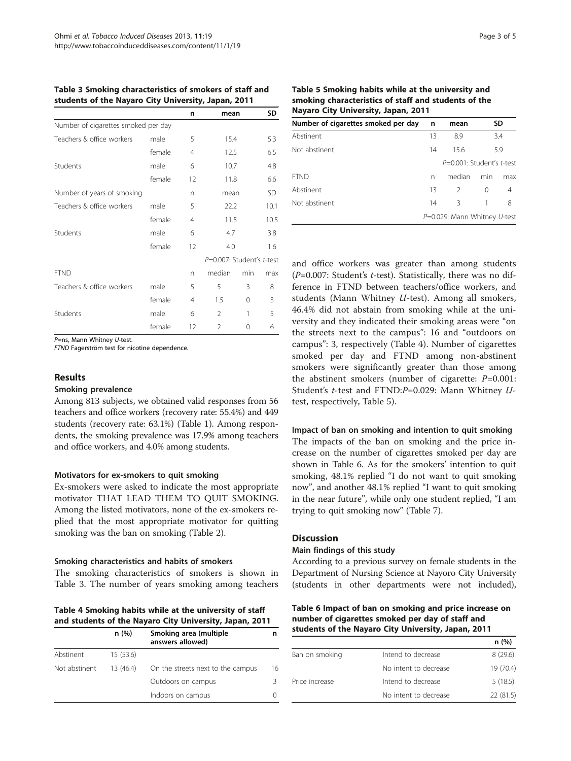**Table 3 Smoking characteristics of smokers of staff and students of the Nayaro City University, Japan, 2011**

| | | n | mean | | SD |
|---|---|---|---|---|---|
| Number of cigarettes smoked per day | | | | | |
| Teachers & office workers | male | 5 | 15.4 | | 5.3 |
| | female | 4 | 12.5 | | 6.5 |
| Students | male | 6 | 10.7 | | 4.8 |
| | female | 12 | 11.8 | | 6.6 |
| Number of years of smoking | | n | mean | | SD |
| Teachers & office workers | male | 5 | 22.2 | | 10.1 |
| | female | 4 | 11.5 | | 10.5 |
| Students | male | 6 | 4.7 | | 3.8 |
| | female | 12 | 4.0 | | 1.6 |
| | | | *P*=0.007: Student's *t*-test | | |
| FTND | | n | median | min | max |
| Teachers & office workers | male | 5 | 5 | 3 | 8 |
| | female | 4 | 1.5 | 0 | 3 |
| Students | male | 6 | 2 | 1 | 5 |
| | female | 12 | 2 | 0 | 6 |

*P*=ns, Mann Whitney *U*-test.
*FTND* Fagerström test for nicotine dependence.

## Results

### Smoking prevalence

Among 813 subjects, we obtained valid responses from 56 teachers and office workers (recovery rate: 55.4%) and 449 students (recovery rate: 63.1%) (Table 1). Among respondents, the smoking prevalence was 17.9% among teachers and office workers, and 4.0% among students.

### Motivators for ex-smokers to quit smoking

Ex-smokers were asked to indicate the most appropriate motivator THAT LEAD THEM TO QUIT SMOKING. Among the listed motivators, none of the ex-smokers replied that the most appropriate motivator for quitting smoking was the ban on smoking (Table 2).

### Smoking characteristics and habits of smokers

The smoking characteristics of smokers is shown in Table 3. The number of years smoking among teachers and office workers was greater than among students (*P*=0.007: Student's *t*-test). Statistically, there was no difference in FTND between teachers/office workers, and students (Mann Whitney *U*-test). Among all smokers, 46.4% did not abstain from smoking while at the university and they indicated their smoking areas were "on the streets next to the campus": 16 and "outdoors on campus": 3, respectively (Table 4). Number of cigarettes smoked per day and FTND among non-abstinent smokers were significantly greater than those among the abstinent smokers (number of cigarette: *P*=0.001: Student's *t*-test and FTND:*P*=0.029: Mann Whitney *U*-test, respectively, Table 5).

**Table 4 Smoking habits while at the university of staff and students of the Nayaro City University, Japan, 2011**

| | n (%) | Smoking area (multiple answers allowed) | n |
|---|---|---|---|
| Abstinent | 15 (53.6) | | |
| Not abstinent | 13 (46.4) | On the streets next to the campus | 16 |
| | | Outdoors on campus | 3 |
| | | Indoors on campus | 0 |

**Table 5 Smoking habits while at the university and smoking characteristics of staff and students of the Nayaro City University, Japan, 2011**

| Number of cigarettes smoked per day | n | mean | | SD |
|---|---|---|---|---|
| Abstinent | 13 | 8.9 | | 3.4 |
| Not abstinent | 14 | 15.6 | | 5.9 |
| | | *P*=0.001: Student's *t*-test | | |
| FTND | n | median | min | max |
| Abstinent | 13 | 2 | 0 | 4 |
| Not abstinent | 14 | 3 | 1 | 8 |
| | | *P*=0.029: Mann Whitney *U*-test | | |

### Impact of ban on smoking and intention to quit smoking

The impacts of the ban on smoking and the price increase on the number of cigarettes smoked per day are shown in Table 6. As for the smokers' intention to quit smoking, 48.1% replied "I do not want to quit smoking now", and another 48.1% replied "I want to quit smoking in the near future", while only one student replied, "I am trying to quit smoking now" (Table 7).

**Table 6 Impact of ban on smoking and price increase on number of cigarettes smoked per day of staff and students of the Nayaro City University, Japan, 2011**

| | | n (%) |
|---|---|---|
| Ban on smoking | Intend to decrease | 8 (29.6) |
| | No intent to decrease | 19 (70.4) |
| Price increase | Intend to decrease | 5 (18.5) |
| | No intent to decrease | 22 (81.5) |

## Discussion

### Main findings of this study

According to a previous survey on female students in the Department of Nursing Science at Nayoro City University (students in other departments were not included),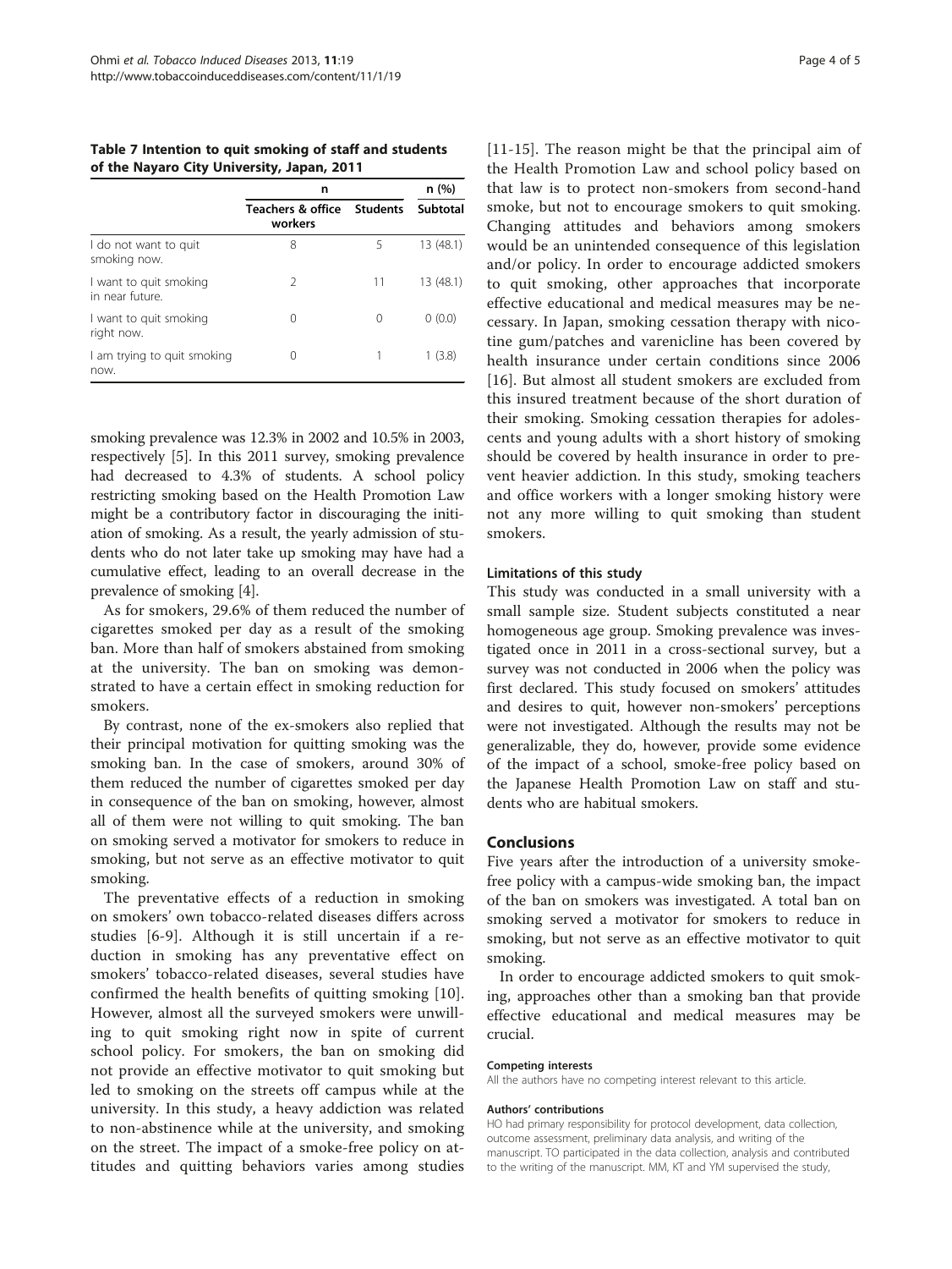**Table 7 Intention to quit smoking of staff and students of the Nayaro City University, Japan, 2011**

| | n | | n (%) |
|---|---|---|---|
| | Teachers & office workers | Students | Subtotal |
| I do not want to quit smoking now. | 8 | 5 | 13 (48.1) |
| I want to quit smoking in near future. | 2 | 11 | 13 (48.1) |
| I want to quit smoking right now. | 0 | 0 | 0 (0.0) |
| I am trying to quit smoking now. | 0 | 1 | 1 (3.8) |

smoking prevalence was 12.3% in 2002 and 10.5% in 2003, respectively [5]. In this 2011 survey, smoking prevalence had decreased to 4.3% of students. A school policy restricting smoking based on the Health Promotion Law might be a contributory factor in discouraging the initiation of smoking. As a result, the yearly admission of students who do not later take up smoking may have had a cumulative effect, leading to an overall decrease in the prevalence of smoking [4].

As for smokers, 29.6% of them reduced the number of cigarettes smoked per day as a result of the smoking ban. More than half of smokers abstained from smoking at the university. The ban on smoking was demonstrated to have a certain effect in smoking reduction for smokers.

By contrast, none of the ex-smokers also replied that their principal motivation for quitting smoking was the smoking ban. In the case of smokers, around 30% of them reduced the number of cigarettes smoked per day in consequence of the ban on smoking, however, almost all of them were not willing to quit smoking. The ban on smoking served a motivator for smokers to reduce in smoking, but not serve as an effective motivator to quit smoking.

The preventative effects of a reduction in smoking on smokers' own tobacco-related diseases differs across studies [6-9]. Although it is still uncertain if a reduction in smoking has any preventative effect on smokers' tobacco-related diseases, several studies have confirmed the health benefits of quitting smoking [10]. However, almost all the surveyed smokers were unwilling to quit smoking right now in spite of current school policy. For smokers, the ban on smoking did not provide an effective motivator to quit smoking but led to smoking on the streets off campus while at the university. In this study, a heavy addiction was related to non-abstinence while at the university, and smoking on the street. The impact of a smoke-free policy on attitudes and quitting behaviors varies among studies [11-15]. The reason might be that the principal aim of the Health Promotion Law and school policy based on that law is to protect non-smokers from second-hand smoke, but not to encourage smokers to quit smoking. Changing attitudes and behaviors among smokers would be an unintended consequence of this legislation and/or policy. In order to encourage addicted smokers to quit smoking, other approaches that incorporate effective educational and medical measures may be necessary. In Japan, smoking cessation therapy with nicotine gum/patches and varenicline has been covered by health insurance under certain conditions since 2006 [16]. But almost all student smokers are excluded from this insured treatment because of the short duration of their smoking. Smoking cessation therapies for adolescents and young adults with a short history of smoking should be covered by health insurance in order to prevent heavier addiction. In this study, smoking teachers and office workers with a longer smoking history were not any more willing to quit smoking than student smokers.

### Limitations of this study

This study was conducted in a small university with a small sample size. Student subjects constituted a near homogeneous age group. Smoking prevalence was investigated once in 2011 in a cross-sectional survey, but a survey was not conducted in 2006 when the policy was first declared. This study focused on smokers' attitudes and desires to quit, however non-smokers' perceptions were not investigated. Although the results may not be generalizable, they do, however, provide some evidence of the impact of a school, smoke-free policy based on the Japanese Health Promotion Law on staff and students who are habitual smokers.

## Conclusions

Five years after the introduction of a university smoke-free policy with a campus-wide smoking ban, the impact of the ban on smokers was investigated. A total ban on smoking served a motivator for smokers to reduce in smoking, but not serve as an effective motivator to quit smoking.

In order to encourage addicted smokers to quit smoking, approaches other than a smoking ban that provide effective educational and medical measures may be crucial.

#### Competing interests

All the authors have no competing interest relevant to this article.

#### Authors' contributions

HO had primary responsibility for protocol development, data collection, outcome assessment, preliminary data analysis, and writing of the manuscript. TO participated in the data collection, analysis and contributed to the writing of the manuscript. MM, KT and YM supervised the study,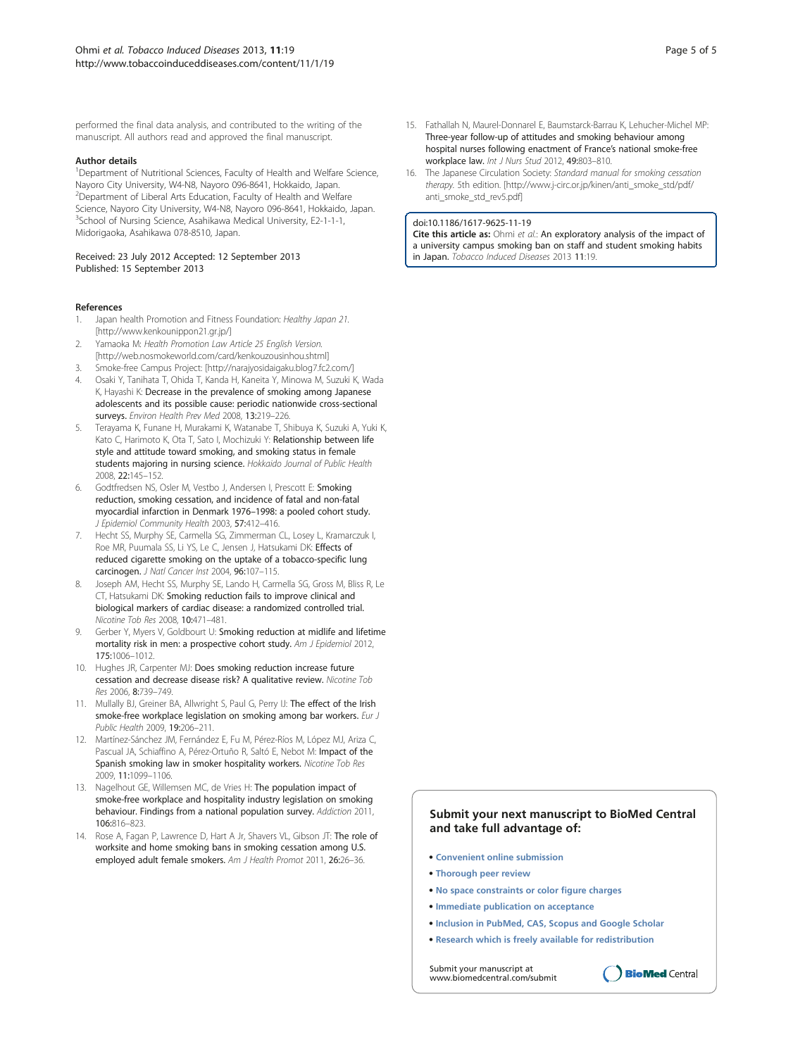performed the final data analysis, and contributed to the writing of the manuscript. All authors read and approved the final manuscript.

#### Author details

[1]Department of Nutritional Sciences, Faculty of Health and Welfare Science, Nayoro City University, W4-N8, Nayoro 096-8641, Hokkaido, Japan. [2]Department of Liberal Arts Education, Faculty of Health and Welfare Science, Nayoro City University, W4-N8, Nayoro 096-8641, Hokkaido, Japan. [3]School of Nursing Science, Asahikawa Medical University, E2-1-1-1, Midorigaoka, Asahikawa 078-8510, Japan.

Received: 23 July 2012 Accepted: 12 September 2013
Published: 15 September 2013

#### References

1. Japan health Promotion and Fitness Foundation: *Healthy Japan 21.* [http://www.kenkounippon21.gr.jp/]
2. Yamaoka M: *Health Promotion Law Article 25 English Version.* [http://web.nosmokeworld.com/card/kenkouzousinhou.shtml]
3. Smoke-free Campus Project: [http://narajyosidaigaku.blog7.fc2.com/]
4. Osaki Y, Tanihata T, Ohida T, Kanda H, Kaneita Y, Minowa M, Suzuki K, Wada K, Hayashi K: **Decrease in the prevalence of smoking among Japanese adolescents and its possible cause: periodic nationwide cross-sectional surveys.** *Environ Health Prev Med* 2008, **13:**219–226.
5. Terayama K, Funane H, Murakami K, Watanabe T, Shibuya K, Suzuki A, Yuki K, Kato C, Harimoto K, Ota T, Sato I, Mochizuki Y: **Relationship between life style and attitude toward smoking, and smoking status in female students majoring in nursing science.** *Hokkaido Journal of Public Health* 2008, **22:**145–152.
6. Godtfredsen NS, Osler M, Vestbo J, Andersen I, Prescott E: **Smoking reduction, smoking cessation, and incidence of fatal and non-fatal myocardial infarction in Denmark 1976–1998: a pooled cohort study.** *J Epidemiol Community Health* 2003, **57:**412–416.
7. Hecht SS, Murphy SE, Carmella SG, Zimmerman CL, Losey L, Kramarczuk I, Roe MR, Puumala SS, Li YS, Le C, Jensen J, Hatsukami DK: **Effects of reduced cigarette smoking on the uptake of a tobacco-specific lung carcinogen.** *J Natl Cancer Inst* 2004, **96:**107–115.
8. Joseph AM, Hecht SS, Murphy SE, Lando H, Carmella SG, Gross M, Bliss R, Le CT, Hatsukami DK: **Smoking reduction fails to improve clinical and biological markers of cardiac disease: a randomized controlled trial.** *Nicotine Tob Res* 2008, **10:**471–481.
9. Gerber Y, Myers V, Goldbourt U: **Smoking reduction at midlife and lifetime mortality risk in men: a prospective cohort study.** *Am J Epidemiol* 2012, **175:**1006–1012.
10. Hughes JR, Carpenter MJ: **Does smoking reduction increase future cessation and decrease disease risk? A qualitative review.** *Nicotine Tob Res* 2006, **8:**739–749.
11. Mullally BJ, Greiner BA, Allwright S, Paul G, Perry IJ: **The effect of the Irish smoke-free workplace legislation on smoking among bar workers.** *Eur J Public Health* 2009, **19:**206–211.
12. Martínez-Sánchez JM, Fernández E, Fu M, Pérez-Ríos M, López MJ, Ariza C, Pascual JA, Schiaffino A, Pérez-Ortuño R, Saltó E, Nebot M: **Impact of the Spanish smoking law in smoker hospitality workers.** *Nicotine Tob Res* 2009, **11:**1099–1106.
13. Nagelhout GE, Willemsen MC, de Vries H: **The population impact of smoke-free workplace and hospitality industry legislation on smoking behaviour. Findings from a national population survey.** *Addiction* 2011, **106:**816–823.
14. Rose A, Fagan P, Lawrence D, Hart A Jr, Shavers VL, Gibson JT: **The role of worksite and home smoking bans in smoking cessation among U.S. employed adult female smokers.** *Am J Health Promot* 2011, **26:**26–36.
15. Fathallah N, Maurel-Donnarel E, Baumstarck-Barrau K, Lehucher-Michel MP: **Three-year follow-up of attitudes and smoking behaviour among hospital nurses following enactment of France's national smoke-free workplace law.** *Int J Nurs Stud* 2012, **49:**803–810.
16. The Japanese Circulation Society: *Standard manual for smoking cessation therapy.* 5th edition. [http://www.j-circ.or.jp/kinen/anti_smoke_std/pdf/anti_smoke_std_rev5.pdf]

doi:10.1186/1617-9625-11-19
**Cite this article as:** Ohmi *et al.*: An exploratory analysis of the impact of a university campus smoking ban on staff and student smoking habits in Japan. *Tobacco Induced Diseases* 2013 **11**:19.

**Submit your next manuscript to BioMed Central and take full advantage of:**

- **Convenient online submission**
- **Thorough peer review**
- **No space constraints or color figure charges**
- **Immediate publication on acceptance**
- **Inclusion in PubMed, CAS, Scopus and Google Scholar**
- **Research which is freely available for redistribution**

Submit your manuscript at
www.biomedcentral.com/submit